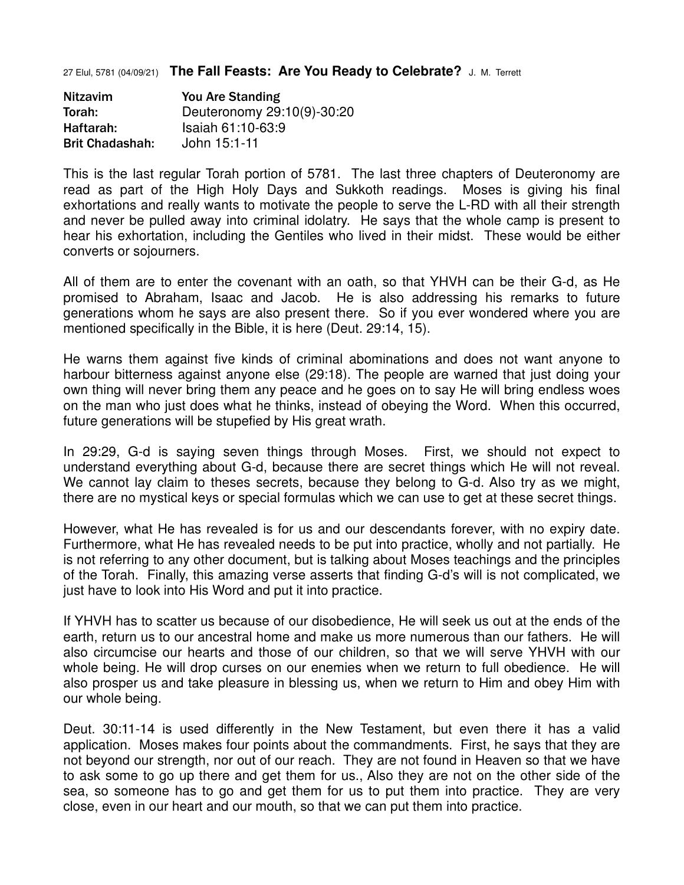27 Elul, 5781 (04/09/21) **The Fall Feasts: Are You Ready to Celebrate?** J. M. Terrett

| | |
|---|---|
| **Nitzavim** | **You Are Standing** |
| **Torah:** | Deuteronomy 29:10(9)-30:20 |
| **Haftarah:** | Isaiah 61:10-63:9 |
| **Brit Chadashah:** | John 15:1-11 |

This is the last regular Torah portion of 5781. The last three chapters of Deuteronomy are read as part of the High Holy Days and Sukkoth readings. Moses is giving his final exhortations and really wants to motivate the people to serve the L-RD with all their strength and never be pulled away into criminal idolatry. He says that the whole camp is present to hear his exhortation, including the Gentiles who lived in their midst. These would be either converts or sojourners.

All of them are to enter the covenant with an oath, so that YHVH can be their G-d, as He promised to Abraham, Isaac and Jacob. He is also addressing his remarks to future generations whom he says are also present there. So if you ever wondered where you are mentioned specifically in the Bible, it is here (Deut. 29:14, 15).

He warns them against five kinds of criminal abominations and does not want anyone to harbour bitterness against anyone else (29:18). The people are warned that just doing your own thing will never bring them any peace and he goes on to say He will bring endless woes on the man who just does what he thinks, instead of obeying the Word. When this occurred, future generations will be stupefied by His great wrath.

In 29:29, G-d is saying seven things through Moses. First, we should not expect to understand everything about G-d, because there are secret things which He will not reveal. We cannot lay claim to theses secrets, because they belong to G-d. Also try as we might, there are no mystical keys or special formulas which we can use to get at these secret things.

However, what He has revealed is for us and our descendants forever, with no expiry date. Furthermore, what He has revealed needs to be put into practice, wholly and not partially. He is not referring to any other document, but is talking about Moses teachings and the principles of the Torah. Finally, this amazing verse asserts that finding G-d's will is not complicated, we just have to look into His Word and put it into practice.

If YHVH has to scatter us because of our disobedience, He will seek us out at the ends of the earth, return us to our ancestral home and make us more numerous than our fathers. He will also circumcise our hearts and those of our children, so that we will serve YHVH with our whole being. He will drop curses on our enemies when we return to full obedience. He will also prosper us and take pleasure in blessing us, when we return to Him and obey Him with our whole being.

Deut. 30:11-14 is used differently in the New Testament, but even there it has a valid application. Moses makes four points about the commandments. First, he says that they are not beyond our strength, nor out of our reach. They are not found in Heaven so that we have to ask some to go up there and get them for us., Also they are not on the other side of the sea, so someone has to go and get them for us to put them into practice. They are very close, even in our heart and our mouth, so that we can put them into practice.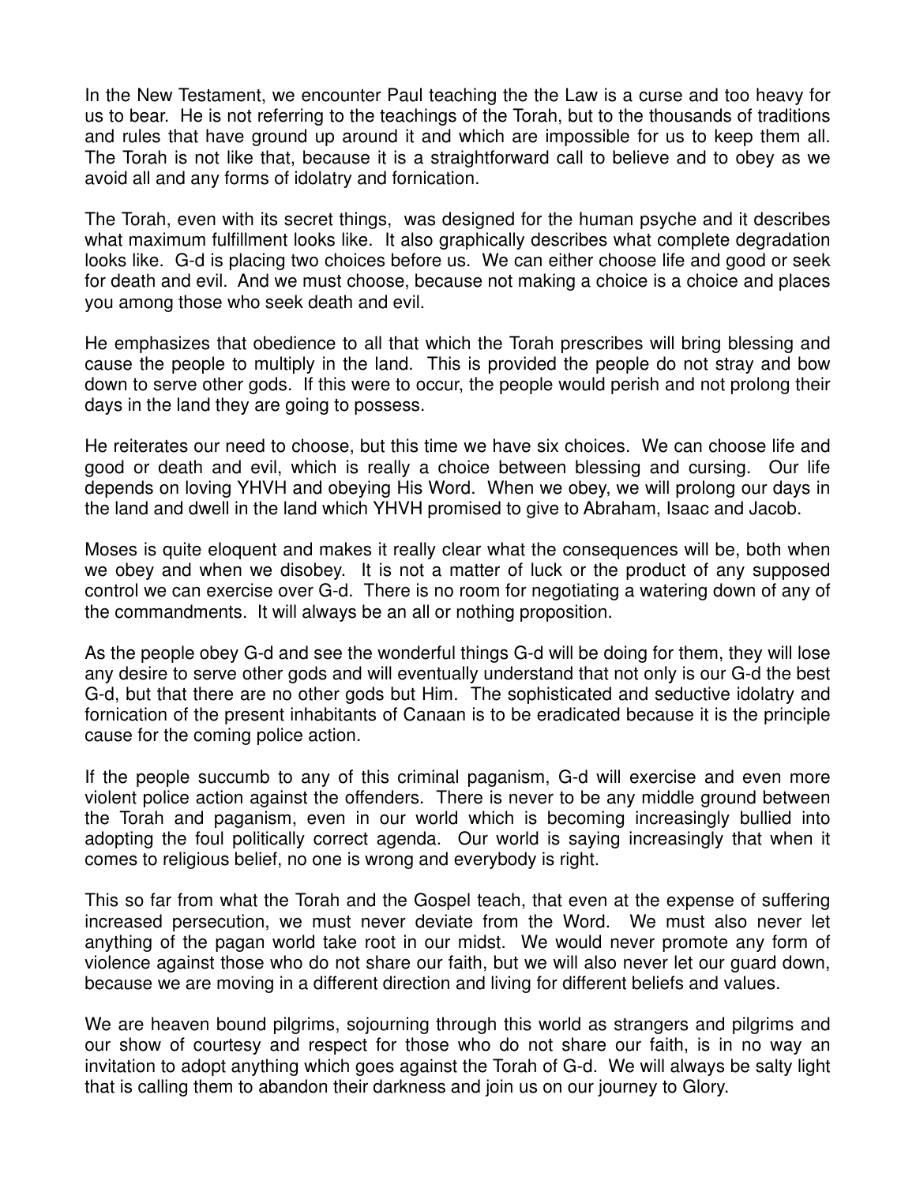In the New Testament, we encounter Paul teaching the the Law is a curse and too heavy for us to bear. He is not referring to the teachings of the Torah, but to the thousands of traditions and rules that have ground up around it and which are impossible for us to keep them all. The Torah is not like that, because it is a straightforward call to believe and to obey as we avoid all and any forms of idolatry and fornication.

The Torah, even with its secret things, was designed for the human psyche and it describes what maximum fulfillment looks like. It also graphically describes what complete degradation looks like. G-d is placing two choices before us. We can either choose life and good or seek for death and evil. And we must choose, because not making a choice is a choice and places you among those who seek death and evil.

He emphasizes that obedience to all that which the Torah prescribes will bring blessing and cause the people to multiply in the land. This is provided the people do not stray and bow down to serve other gods. If this were to occur, the people would perish and not prolong their days in the land they are going to possess.

He reiterates our need to choose, but this time we have six choices. We can choose life and good or death and evil, which is really a choice between blessing and cursing. Our life depends on loving YHVH and obeying His Word. When we obey, we will prolong our days in the land and dwell in the land which YHVH promised to give to Abraham, Isaac and Jacob.

Moses is quite eloquent and makes it really clear what the consequences will be, both when we obey and when we disobey. It is not a matter of luck or the product of any supposed control we can exercise over G-d. There is no room for negotiating a watering down of any of the commandments. It will always be an all or nothing proposition.

As the people obey G-d and see the wonderful things G-d will be doing for them, they will lose any desire to serve other gods and will eventually understand that not only is our G-d the best G-d, but that there are no other gods but Him. The sophisticated and seductive idolatry and fornication of the present inhabitants of Canaan is to be eradicated because it is the principle cause for the coming police action.

If the people succumb to any of this criminal paganism, G-d will exercise and even more violent police action against the offenders. There is never to be any middle ground between the Torah and paganism, even in our world which is becoming increasingly bullied into adopting the foul politically correct agenda. Our world is saying increasingly that when it comes to religious belief, no one is wrong and everybody is right.

This so far from what the Torah and the Gospel teach, that even at the expense of suffering increased persecution, we must never deviate from the Word. We must also never let anything of the pagan world take root in our midst. We would never promote any form of violence against those who do not share our faith, but we will also never let our guard down, because we are moving in a different direction and living for different beliefs and values.

We are heaven bound pilgrims, sojourning through this world as strangers and pilgrims and our show of courtesy and respect for those who do not share our faith, is in no way an invitation to adopt anything which goes against the Torah of G-d. We will always be salty light that is calling them to abandon their darkness and join us on our journey to Glory.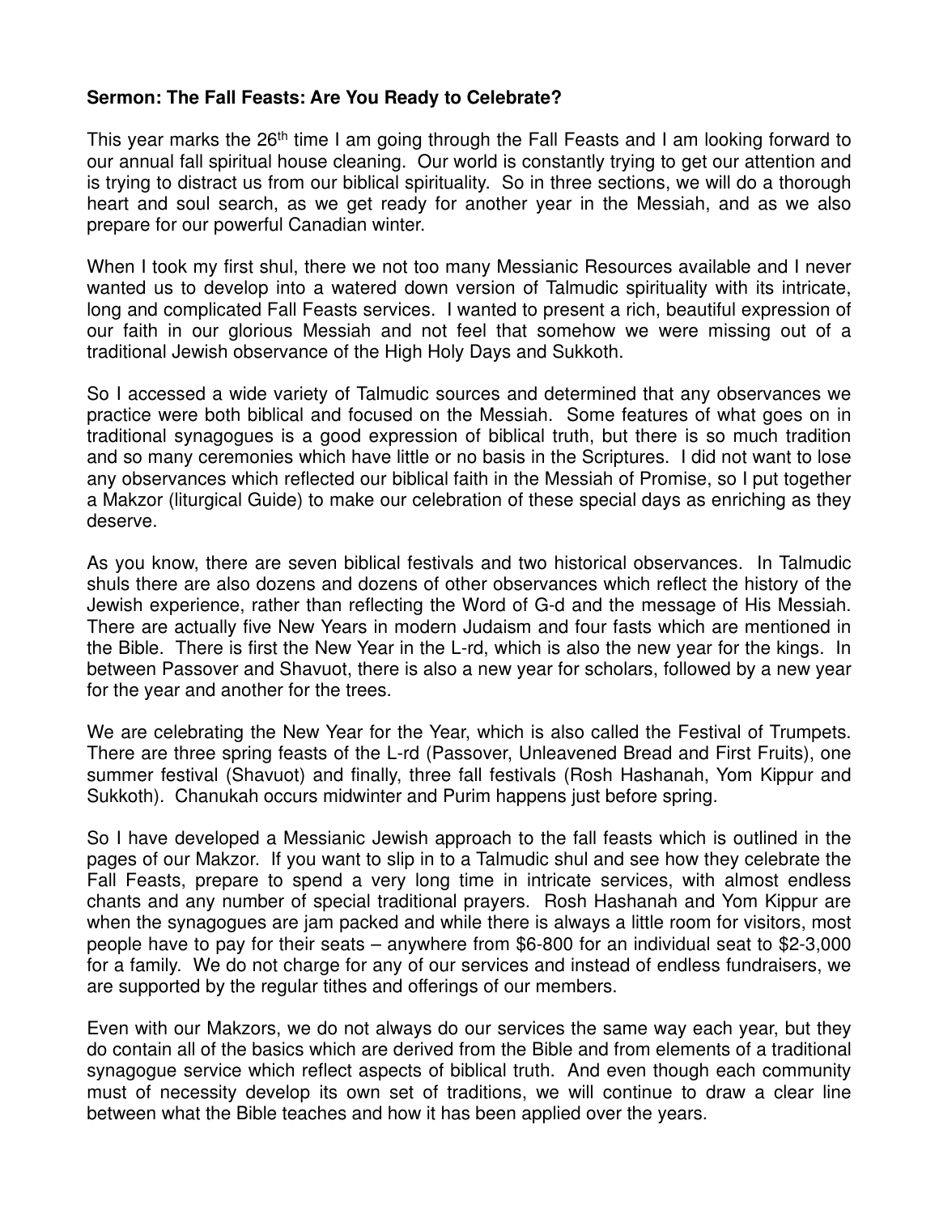**Sermon: The Fall Feasts: Are You Ready to Celebrate?**

This year marks the 26th time I am going through the Fall Feasts and I am looking forward to our annual fall spiritual house cleaning. Our world is constantly trying to get our attention and is trying to distract us from our biblical spirituality. So in three sections, we will do a thorough heart and soul search, as we get ready for another year in the Messiah, and as we also prepare for our powerful Canadian winter.

When I took my first shul, there we not too many Messianic Resources available and I never wanted us to develop into a watered down version of Talmudic spirituality with its intricate, long and complicated Fall Feasts services. I wanted to present a rich, beautiful expression of our faith in our glorious Messiah and not feel that somehow we were missing out of a traditional Jewish observance of the High Holy Days and Sukkoth.

So I accessed a wide variety of Talmudic sources and determined that any observances we practice were both biblical and focused on the Messiah. Some features of what goes on in traditional synagogues is a good expression of biblical truth, but there is so much tradition and so many ceremonies which have little or no basis in the Scriptures. I did not want to lose any observances which reflected our biblical faith in the Messiah of Promise, so I put together a Makzor (liturgical Guide) to make our celebration of these special days as enriching as they deserve.

As you know, there are seven biblical festivals and two historical observances. In Talmudic shuls there are also dozens and dozens of other observances which reflect the history of the Jewish experience, rather than reflecting the Word of G-d and the message of His Messiah. There are actually five New Years in modern Judaism and four fasts which are mentioned in the Bible. There is first the New Year in the L-rd, which is also the new year for the kings. In between Passover and Shavuot, there is also a new year for scholars, followed by a new year for the year and another for the trees.

We are celebrating the New Year for the Year, which is also called the Festival of Trumpets. There are three spring feasts of the L-rd (Passover, Unleavened Bread and First Fruits), one summer festival (Shavuot) and finally, three fall festivals (Rosh Hashanah, Yom Kippur and Sukkoth). Chanukah occurs midwinter and Purim happens just before spring.

So I have developed a Messianic Jewish approach to the fall feasts which is outlined in the pages of our Makzor. If you want to slip in to a Talmudic shul and see how they celebrate the Fall Feasts, prepare to spend a very long time in intricate services, with almost endless chants and any number of special traditional prayers. Rosh Hashanah and Yom Kippur are when the synagogues are jam packed and while there is always a little room for visitors, most people have to pay for their seats – anywhere from $6-800 for an individual seat to $2-3,000 for a family. We do not charge for any of our services and instead of endless fundraisers, we are supported by the regular tithes and offerings of our members.

Even with our Makzors, we do not always do our services the same way each year, but they do contain all of the basics which are derived from the Bible and from elements of a traditional synagogue service which reflect aspects of biblical truth. And even though each community must of necessity develop its own set of traditions, we will continue to draw a clear line between what the Bible teaches and how it has been applied over the years.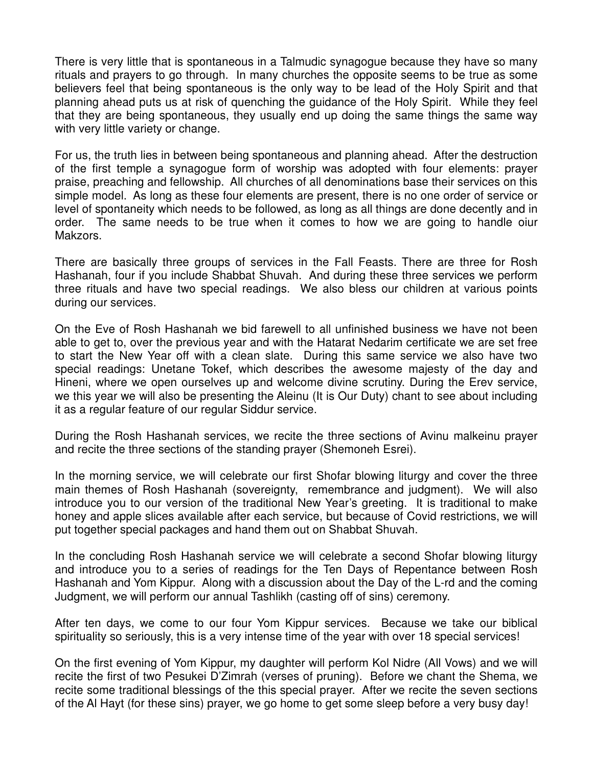There is very little that is spontaneous in a Talmudic synagogue because they have so many rituals and prayers to go through. In many churches the opposite seems to be true as some believers feel that being spontaneous is the only way to be lead of the Holy Spirit and that planning ahead puts us at risk of quenching the guidance of the Holy Spirit. While they feel that they are being spontaneous, they usually end up doing the same things the same way with very little variety or change.

For us, the truth lies in between being spontaneous and planning ahead. After the destruction of the first temple a synagogue form of worship was adopted with four elements: prayer praise, preaching and fellowship. All churches of all denominations base their services on this simple model. As long as these four elements are present, there is no one order of service or level of spontaneity which needs to be followed, as long as all things are done decently and in order. The same needs to be true when it comes to how we are going to handle oiur Makzors.

There are basically three groups of services in the Fall Feasts. There are three for Rosh Hashanah, four if you include Shabbat Shuvah. And during these three services we perform three rituals and have two special readings. We also bless our children at various points during our services.

On the Eve of Rosh Hashanah we bid farewell to all unfinished business we have not been able to get to, over the previous year and with the Hatarat Nedarim certificate we are set free to start the New Year off with a clean slate. During this same service we also have two special readings: Unetane Tokef, which describes the awesome majesty of the day and Hineni, where we open ourselves up and welcome divine scrutiny. During the Erev service, we this year we will also be presenting the Aleinu (It is Our Duty) chant to see about including it as a regular feature of our regular Siddur service.

During the Rosh Hashanah services, we recite the three sections of Avinu malkeinu prayer and recite the three sections of the standing prayer (Shemoneh Esrei).

In the morning service, we will celebrate our first Shofar blowing liturgy and cover the three main themes of Rosh Hashanah (sovereignty, remembrance and judgment). We will also introduce you to our version of the traditional New Year's greeting. It is traditional to make honey and apple slices available after each service, but because of Covid restrictions, we will put together special packages and hand them out on Shabbat Shuvah.

In the concluding Rosh Hashanah service we will celebrate a second Shofar blowing liturgy and introduce you to a series of readings for the Ten Days of Repentance between Rosh Hashanah and Yom Kippur. Along with a discussion about the Day of the L-rd and the coming Judgment, we will perform our annual Tashlikh (casting off of sins) ceremony.

After ten days, we come to our four Yom Kippur services. Because we take our biblical spirituality so seriously, this is a very intense time of the year with over 18 special services!

On the first evening of Yom Kippur, my daughter will perform Kol Nidre (All Vows) and we will recite the first of two Pesukei D'Zimrah (verses of pruning). Before we chant the Shema, we recite some traditional blessings of the this special prayer. After we recite the seven sections of the Al Hayt (for these sins) prayer, we go home to get some sleep before a very busy day!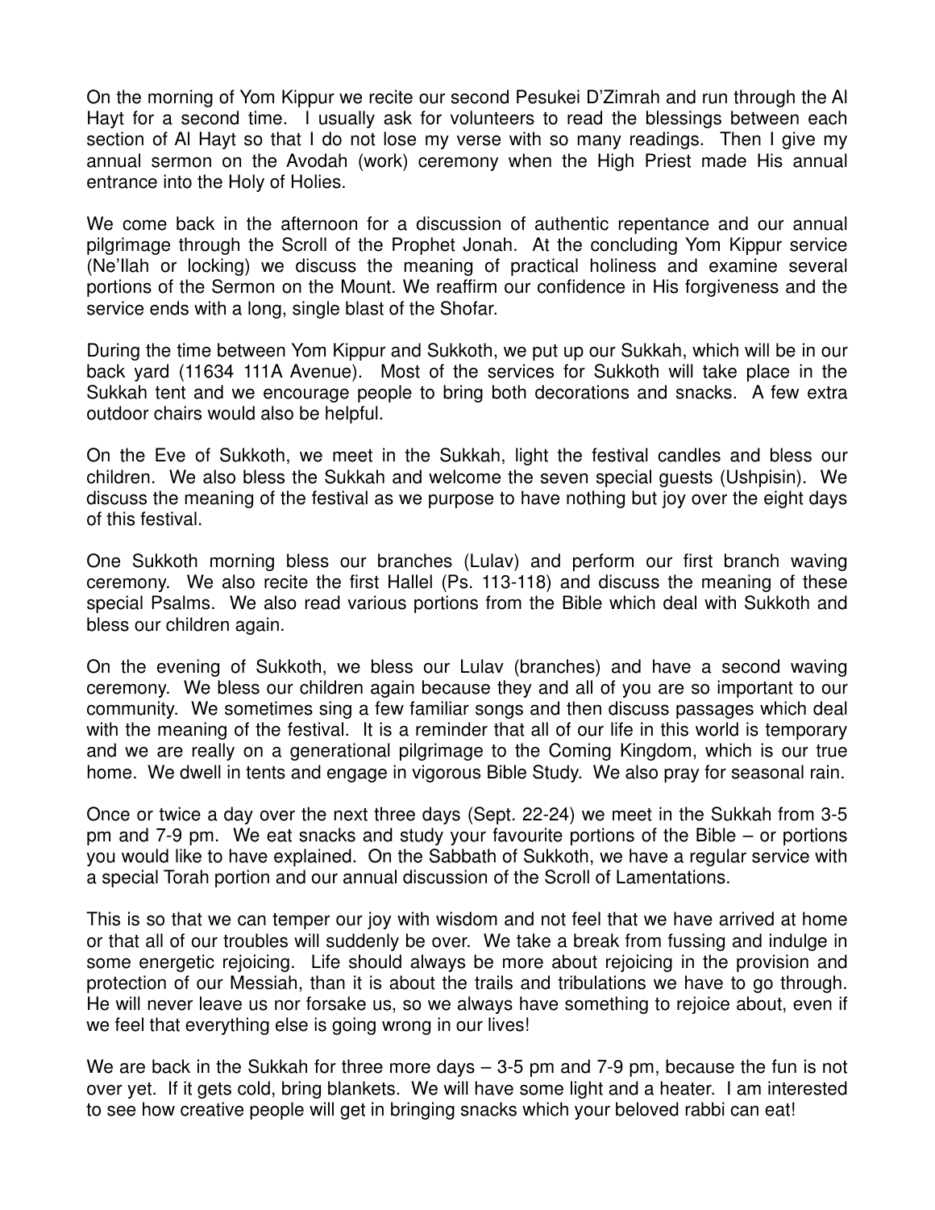On the morning of Yom Kippur we recite our second Pesukei D'Zimrah and run through the Al Hayt for a second time. I usually ask for volunteers to read the blessings between each section of Al Hayt so that I do not lose my verse with so many readings. Then I give my annual sermon on the Avodah (work) ceremony when the High Priest made His annual entrance into the Holy of Holies.

We come back in the afternoon for a discussion of authentic repentance and our annual pilgrimage through the Scroll of the Prophet Jonah. At the concluding Yom Kippur service (Ne'llah or locking) we discuss the meaning of practical holiness and examine several portions of the Sermon on the Mount. We reaffirm our confidence in His forgiveness and the service ends with a long, single blast of the Shofar.

During the time between Yom Kippur and Sukkoth, we put up our Sukkah, which will be in our back yard (11634 111A Avenue). Most of the services for Sukkoth will take place in the Sukkah tent and we encourage people to bring both decorations and snacks. A few extra outdoor chairs would also be helpful.

On the Eve of Sukkoth, we meet in the Sukkah, light the festival candles and bless our children. We also bless the Sukkah and welcome the seven special guests (Ushpisin). We discuss the meaning of the festival as we purpose to have nothing but joy over the eight days of this festival.

One Sukkoth morning bless our branches (Lulav) and perform our first branch waving ceremony. We also recite the first Hallel (Ps. 113-118) and discuss the meaning of these special Psalms. We also read various portions from the Bible which deal with Sukkoth and bless our children again.

On the evening of Sukkoth, we bless our Lulav (branches) and have a second waving ceremony. We bless our children again because they and all of you are so important to our community. We sometimes sing a few familiar songs and then discuss passages which deal with the meaning of the festival. It is a reminder that all of our life in this world is temporary and we are really on a generational pilgrimage to the Coming Kingdom, which is our true home. We dwell in tents and engage in vigorous Bible Study. We also pray for seasonal rain.

Once or twice a day over the next three days (Sept. 22-24) we meet in the Sukkah from 3-5 pm and 7-9 pm. We eat snacks and study your favourite portions of the Bible – or portions you would like to have explained. On the Sabbath of Sukkoth, we have a regular service with a special Torah portion and our annual discussion of the Scroll of Lamentations.

This is so that we can temper our joy with wisdom and not feel that we have arrived at home or that all of our troubles will suddenly be over. We take a break from fussing and indulge in some energetic rejoicing. Life should always be more about rejoicing in the provision and protection of our Messiah, than it is about the trails and tribulations we have to go through. He will never leave us nor forsake us, so we always have something to rejoice about, even if we feel that everything else is going wrong in our lives!

We are back in the Sukkah for three more days – 3-5 pm and 7-9 pm, because the fun is not over yet. If it gets cold, bring blankets. We will have some light and a heater. I am interested to see how creative people will get in bringing snacks which your beloved rabbi can eat!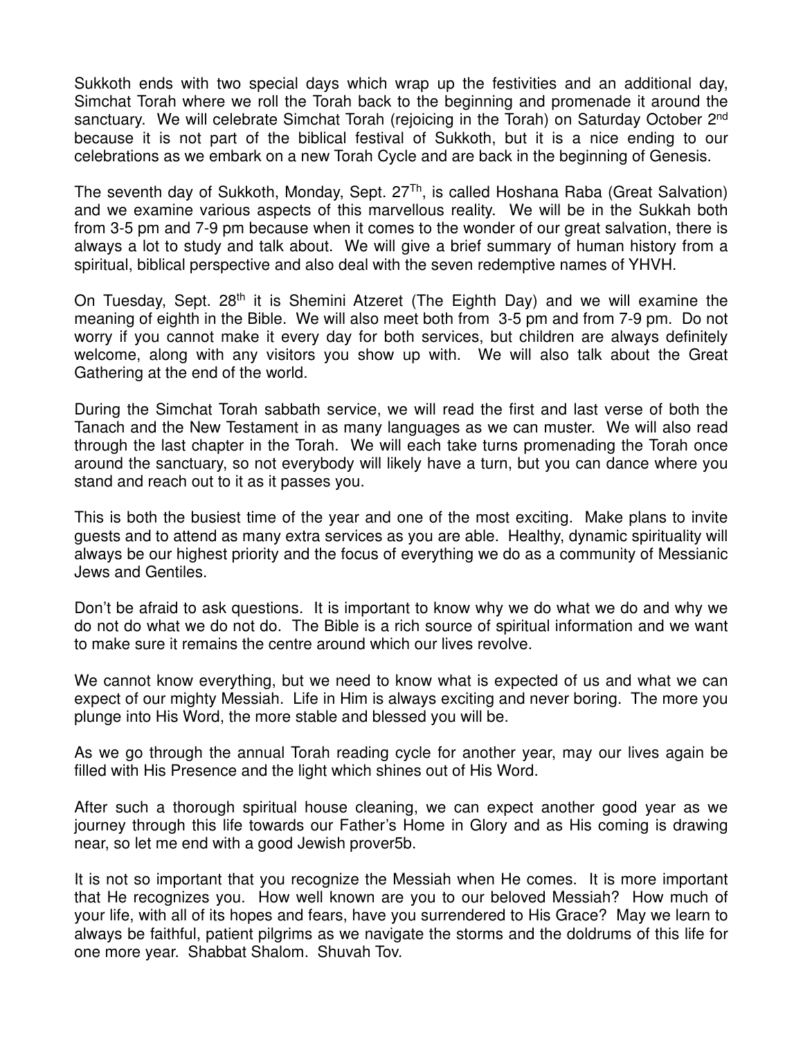Sukkoth ends with two special days which wrap up the festivities and an additional day, Simchat Torah where we roll the Torah back to the beginning and promenade it around the sanctuary. We will celebrate Simchat Torah (rejoicing in the Torah) on Saturday October 2nd because it is not part of the biblical festival of Sukkoth, but it is a nice ending to our celebrations as we embark on a new Torah Cycle and are back in the beginning of Genesis.

The seventh day of Sukkoth, Monday, Sept. 27Th, is called Hoshana Raba (Great Salvation) and we examine various aspects of this marvellous reality. We will be in the Sukkah both from 3-5 pm and 7-9 pm because when it comes to the wonder of our great salvation, there is always a lot to study and talk about. We will give a brief summary of human history from a spiritual, biblical perspective and also deal with the seven redemptive names of YHVH.

On Tuesday, Sept. 28th it is Shemini Atzeret (The Eighth Day) and we will examine the meaning of eighth in the Bible. We will also meet both from 3-5 pm and from 7-9 pm. Do not worry if you cannot make it every day for both services, but children are always definitely welcome, along with any visitors you show up with. We will also talk about the Great Gathering at the end of the world.

During the Simchat Torah sabbath service, we will read the first and last verse of both the Tanach and the New Testament in as many languages as we can muster. We will also read through the last chapter in the Torah. We will each take turns promenading the Torah once around the sanctuary, so not everybody will likely have a turn, but you can dance where you stand and reach out to it as it passes you.

This is both the busiest time of the year and one of the most exciting. Make plans to invite guests and to attend as many extra services as you are able. Healthy, dynamic spirituality will always be our highest priority and the focus of everything we do as a community of Messianic Jews and Gentiles.

Don't be afraid to ask questions. It is important to know why we do what we do and why we do not do what we do not do. The Bible is a rich source of spiritual information and we want to make sure it remains the centre around which our lives revolve.

We cannot know everything, but we need to know what is expected of us and what we can expect of our mighty Messiah. Life in Him is always exciting and never boring. The more you plunge into His Word, the more stable and blessed you will be.

As we go through the annual Torah reading cycle for another year, may our lives again be filled with His Presence and the light which shines out of His Word.

After such a thorough spiritual house cleaning, we can expect another good year as we journey through this life towards our Father's Home in Glory and as His coming is drawing near, so let me end with a good Jewish prover5b.

It is not so important that you recognize the Messiah when He comes. It is more important that He recognizes you. How well known are you to our beloved Messiah? How much of your life, with all of its hopes and fears, have you surrendered to His Grace? May we learn to always be faithful, patient pilgrims as we navigate the storms and the doldrums of this life for one more year. Shabbat Shalom. Shuvah Tov.